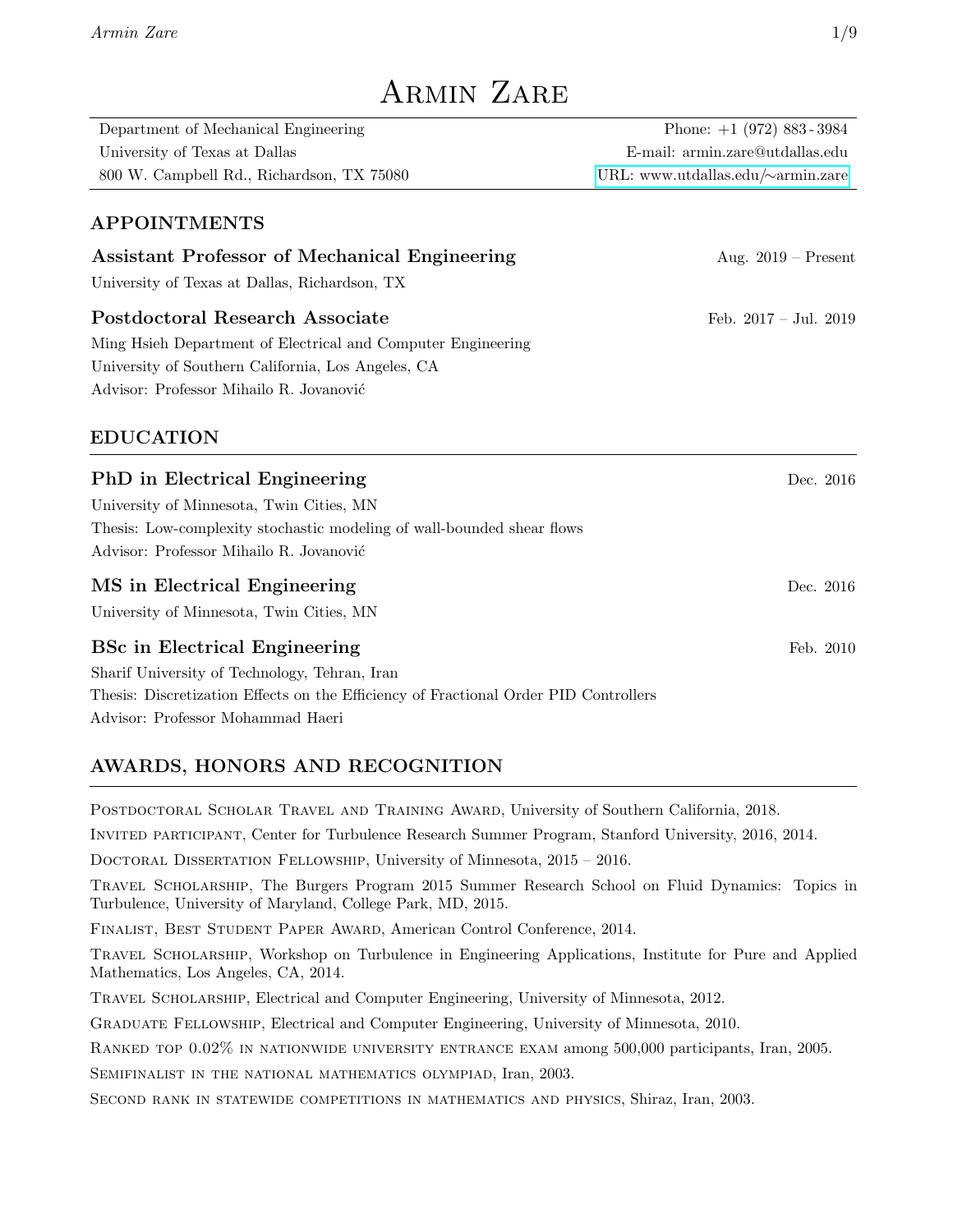# Armin Zare

| | |
|---|---|
| Department of Mechanical Engineering | Phone: +1 (972) 883 - 3984 |
| University of Texas at Dallas | E-mail: armin.zare@utdallas.edu |
| 800 W. Campbell Rd., Richardson, TX 75080 | URL: www.utdallas.edu/~armin.zare |

## APPOINTMENTS

### Assistant Professor of Mechanical Engineering — Aug. 2019 – Present

University of Texas at Dallas, Richardson, TX

### Postdoctoral Research Associate — Feb. 2017 – Jul. 2019

Ming Hsieh Department of Electrical and Computer Engineering
University of Southern California, Los Angeles, CA
Advisor: Professor Mihailo R. Jovanović

## EDUCATION

### PhD in Electrical Engineering — Dec. 2016

University of Minnesota, Twin Cities, MN
Thesis: Low-complexity stochastic modeling of wall-bounded shear flows
Advisor: Professor Mihailo R. Jovanović

### MS in Electrical Engineering — Dec. 2016

University of Minnesota, Twin Cities, MN

### BSc in Electrical Engineering — Feb. 2010

Sharif University of Technology, Tehran, Iran
Thesis: Discretization Effects on the Efficiency of Fractional Order PID Controllers
Advisor: Professor Mohammad Haeri

## AWARDS, HONORS AND RECOGNITION

Postdoctoral Scholar Travel and Training Award, University of Southern California, 2018.

Invited participant, Center for Turbulence Research Summer Program, Stanford University, 2016, 2014.

Doctoral Dissertation Fellowship, University of Minnesota, 2015 – 2016.

Travel Scholarship, The Burgers Program 2015 Summer Research School on Fluid Dynamics: Topics in Turbulence, University of Maryland, College Park, MD, 2015.

Finalist, Best Student Paper Award, American Control Conference, 2014.

Travel Scholarship, Workshop on Turbulence in Engineering Applications, Institute for Pure and Applied Mathematics, Los Angeles, CA, 2014.

Travel Scholarship, Electrical and Computer Engineering, University of Minnesota, 2012.

Graduate Fellowship, Electrical and Computer Engineering, University of Minnesota, 2010.

Ranked top 0.02% in nationwide university entrance exam among 500,000 participants, Iran, 2005.

Semifinalist in the national mathematics olympiad, Iran, 2003.

Second rank in statewide competitions in mathematics and physics, Shiraz, Iran, 2003.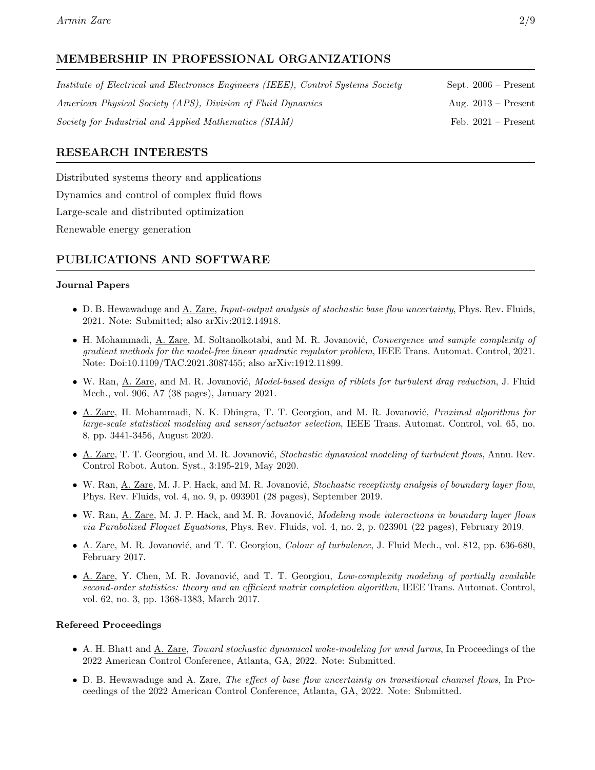## MEMBERSHIP IN PROFESSIONAL ORGANIZATIONS

| | |
|---|---|
| *Institute of Electrical and Electronics Engineers (IEEE), Control Systems Society* | Sept. 2006 – Present |
| *American Physical Society (APS), Division of Fluid Dynamics* | Aug. 2013 – Present |
| *Society for Industrial and Applied Mathematics (SIAM)* | Feb. 2021 – Present |

## RESEARCH INTERESTS

Distributed systems theory and applications

Dynamics and control of complex fluid flows

Large-scale and distributed optimization

Renewable energy generation

## PUBLICATIONS AND SOFTWARE

### Journal Papers

- D. B. Hewawaduge and A. Zare, *Input-output analysis of stochastic base flow uncertainty*, Phys. Rev. Fluids, 2021. Note: Submitted; also arXiv:2012.14918.
- H. Mohammadi, A. Zare, M. Soltanolkotabi, and M. R. Jovanović, *Convergence and sample complexity of gradient methods for the model-free linear quadratic regulator problem*, IEEE Trans. Automat. Control, 2021. Note: Doi:10.1109/TAC.2021.3087455; also arXiv:1912.11899.
- W. Ran, A. Zare, and M. R. Jovanović, *Model-based design of riblets for turbulent drag reduction*, J. Fluid Mech., vol. 906, A7 (38 pages), January 2021.
- A. Zare, H. Mohammadi, N. K. Dhingra, T. T. Georgiou, and M. R. Jovanović, *Proximal algorithms for large-scale statistical modeling and sensor/actuator selection*, IEEE Trans. Automat. Control, vol. 65, no. 8, pp. 3441-3456, August 2020.
- A. Zare, T. T. Georgiou, and M. R. Jovanović, *Stochastic dynamical modeling of turbulent flows*, Annu. Rev. Control Robot. Auton. Syst., 3:195-219, May 2020.
- W. Ran, A. Zare, M. J. P. Hack, and M. R. Jovanović, *Stochastic receptivity analysis of boundary layer flow*, Phys. Rev. Fluids, vol. 4, no. 9, p. 093901 (28 pages), September 2019.
- W. Ran, A. Zare, M. J. P. Hack, and M. R. Jovanović, *Modeling mode interactions in boundary layer flows via Parabolized Floquet Equations*, Phys. Rev. Fluids, vol. 4, no. 2, p. 023901 (22 pages), February 2019.
- A. Zare, M. R. Jovanović, and T. T. Georgiou, *Colour of turbulence*, J. Fluid Mech., vol. 812, pp. 636-680, February 2017.
- A. Zare, Y. Chen, M. R. Jovanović, and T. T. Georgiou, *Low-complexity modeling of partially available second-order statistics: theory and an efficient matrix completion algorithm*, IEEE Trans. Automat. Control, vol. 62, no. 3, pp. 1368-1383, March 2017.

### Refereed Proceedings

- A. H. Bhatt and A. Zare, *Toward stochastic dynamical wake-modeling for wind farms*, In Proceedings of the 2022 American Control Conference, Atlanta, GA, 2022. Note: Submitted.
- D. B. Hewawaduge and A. Zare, *The effect of base flow uncertainty on transitional channel flows*, In Proceedings of the 2022 American Control Conference, Atlanta, GA, 2022. Note: Submitted.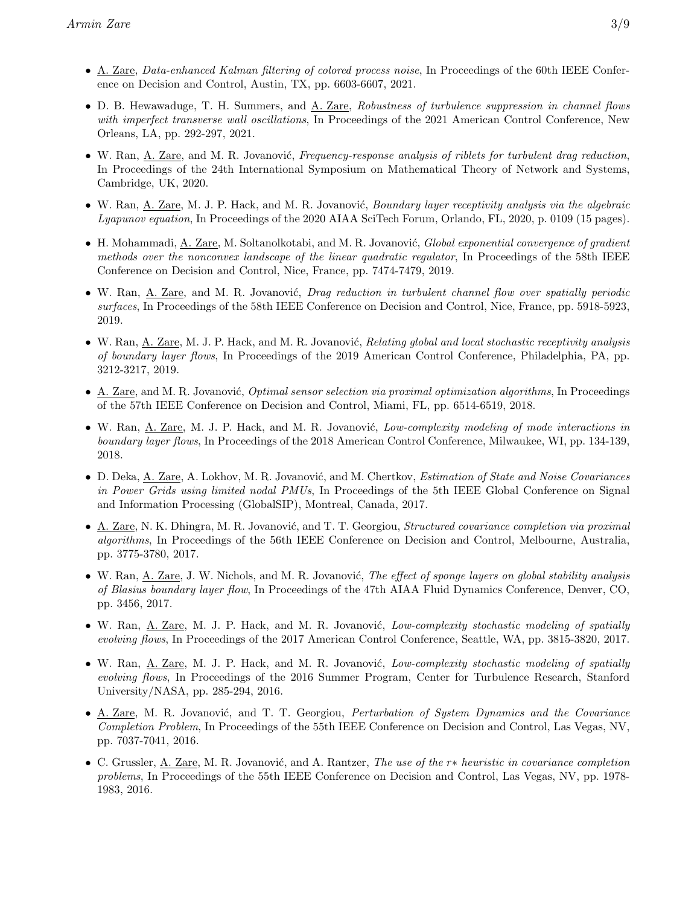- A. Zare, *Data-enhanced Kalman filtering of colored process noise*, In Proceedings of the 60th IEEE Conference on Decision and Control, Austin, TX, pp. 6603-6607, 2021.

- D. B. Hewawaduge, T. H. Summers, and A. Zare, *Robustness of turbulence suppression in channel flows with imperfect transverse wall oscillations*, In Proceedings of the 2021 American Control Conference, New Orleans, LA, pp. 292-297, 2021.

- W. Ran, A. Zare, and M. R. Jovanović, *Frequency-response analysis of riblets for turbulent drag reduction*, In Proceedings of the 24th International Symposium on Mathematical Theory of Network and Systems, Cambridge, UK, 2020.

- W. Ran, A. Zare, M. J. P. Hack, and M. R. Jovanović, *Boundary layer receptivity analysis via the algebraic Lyapunov equation*, In Proceedings of the 2020 AIAA SciTech Forum, Orlando, FL, 2020, p. 0109 (15 pages).

- H. Mohammadi, A. Zare, M. Soltanolkotabi, and M. R. Jovanović, *Global exponential convergence of gradient methods over the nonconvex landscape of the linear quadratic regulator*, In Proceedings of the 58th IEEE Conference on Decision and Control, Nice, France, pp. 7474-7479, 2019.

- W. Ran, A. Zare, and M. R. Jovanović, *Drag reduction in turbulent channel flow over spatially periodic surfaces*, In Proceedings of the 58th IEEE Conference on Decision and Control, Nice, France, pp. 5918-5923, 2019.

- W. Ran, A. Zare, M. J. P. Hack, and M. R. Jovanović, *Relating global and local stochastic receptivity analysis of boundary layer flows*, In Proceedings of the 2019 American Control Conference, Philadelphia, PA, pp. 3212-3217, 2019.

- A. Zare, and M. R. Jovanović, *Optimal sensor selection via proximal optimization algorithms*, In Proceedings of the 57th IEEE Conference on Decision and Control, Miami, FL, pp. 6514-6519, 2018.

- W. Ran, A. Zare, M. J. P. Hack, and M. R. Jovanović, *Low-complexity modeling of mode interactions in boundary layer flows*, In Proceedings of the 2018 American Control Conference, Milwaukee, WI, pp. 134-139, 2018.

- D. Deka, A. Zare, A. Lokhov, M. R. Jovanović, and M. Chertkov, *Estimation of State and Noise Covariances in Power Grids using limited nodal PMUs*, In Proceedings of the 5th IEEE Global Conference on Signal and Information Processing (GlobalSIP), Montreal, Canada, 2017.

- A. Zare, N. K. Dhingra, M. R. Jovanović, and T. T. Georgiou, *Structured covariance completion via proximal algorithms*, In Proceedings of the 56th IEEE Conference on Decision and Control, Melbourne, Australia, pp. 3775-3780, 2017.

- W. Ran, A. Zare, J. W. Nichols, and M. R. Jovanović, *The effect of sponge layers on global stability analysis of Blasius boundary layer flow*, In Proceedings of the 47th AIAA Fluid Dynamics Conference, Denver, CO, pp. 3456, 2017.

- W. Ran, A. Zare, M. J. P. Hack, and M. R. Jovanović, *Low-complexity stochastic modeling of spatially evolving flows*, In Proceedings of the 2017 American Control Conference, Seattle, WA, pp. 3815-3820, 2017.

- W. Ran, A. Zare, M. J. P. Hack, and M. R. Jovanović, *Low-complexity stochastic modeling of spatially evolving flows*, In Proceedings of the 2016 Summer Program, Center for Turbulence Research, Stanford University/NASA, pp. 285-294, 2016.

- A. Zare, M. R. Jovanović, and T. T. Georgiou, *Perturbation of System Dynamics and the Covariance Completion Problem*, In Proceedings of the 55th IEEE Conference on Decision and Control, Las Vegas, NV, pp. 7037-7041, 2016.

- C. Grussler, A. Zare, M. R. Jovanović, and A. Rantzer, *The use of the $r*$ heuristic in covariance completion problems*, In Proceedings of the 55th IEEE Conference on Decision and Control, Las Vegas, NV, pp. 1978-1983, 2016.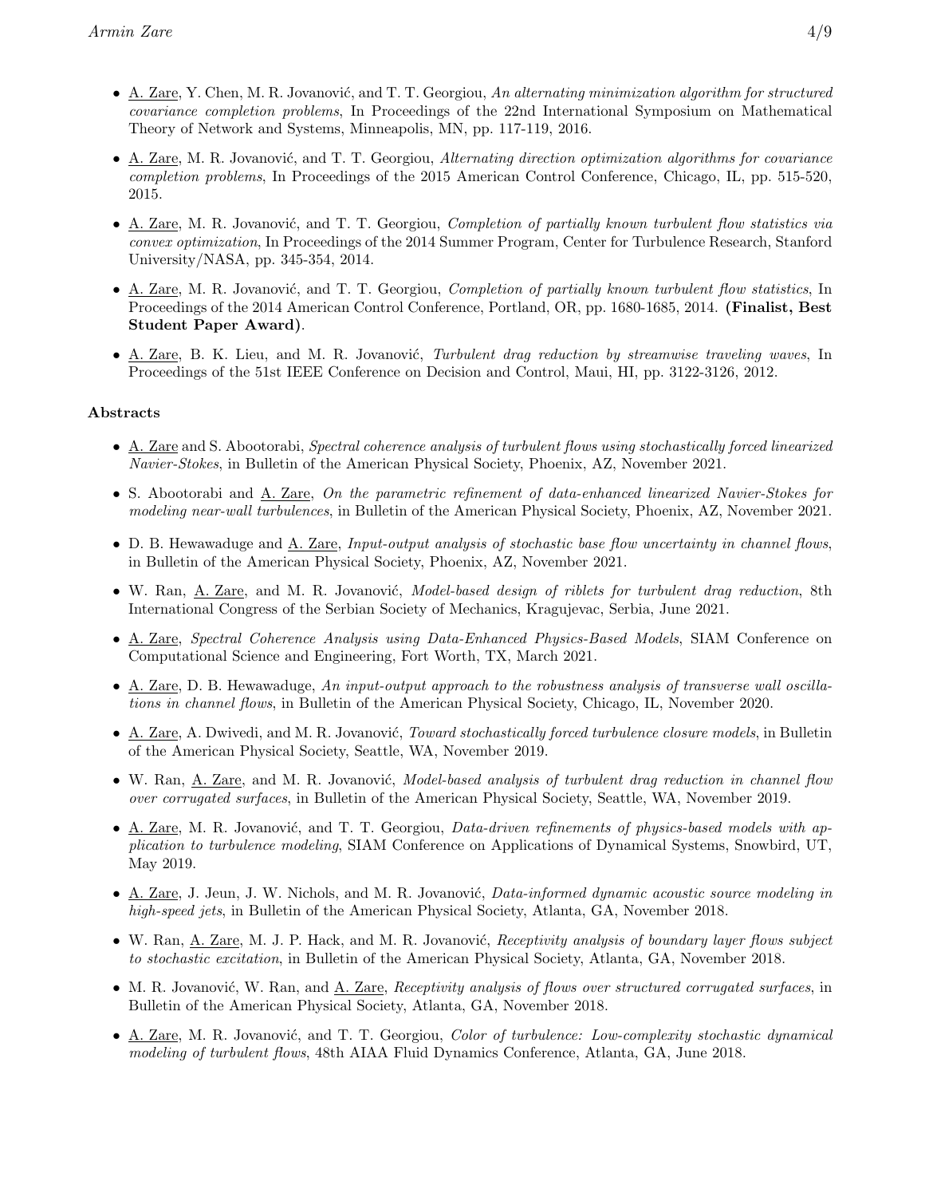- A. Zare, Y. Chen, M. R. Jovanović, and T. T. Georgiou, *An alternating minimization algorithm for structured covariance completion problems*, In Proceedings of the 22nd International Symposium on Mathematical Theory of Network and Systems, Minneapolis, MN, pp. 117-119, 2016.

- A. Zare, M. R. Jovanović, and T. T. Georgiou, *Alternating direction optimization algorithms for covariance completion problems*, In Proceedings of the 2015 American Control Conference, Chicago, IL, pp. 515-520, 2015.

- A. Zare, M. R. Jovanović, and T. T. Georgiou, *Completion of partially known turbulent flow statistics via convex optimization*, In Proceedings of the 2014 Summer Program, Center for Turbulence Research, Stanford University/NASA, pp. 345-354, 2014.

- A. Zare, M. R. Jovanović, and T. T. Georgiou, *Completion of partially known turbulent flow statistics*, In Proceedings of the 2014 American Control Conference, Portland, OR, pp. 1680-1685, 2014. **(Finalist, Best Student Paper Award)**.

- A. Zare, B. K. Lieu, and M. R. Jovanović, *Turbulent drag reduction by streamwise traveling waves*, In Proceedings of the 51st IEEE Conference on Decision and Control, Maui, HI, pp. 3122-3126, 2012.

**Abstracts**

- A. Zare and S. Abootorabi, *Spectral coherence analysis of turbulent flows using stochastically forced linearized Navier-Stokes*, in Bulletin of the American Physical Society, Phoenix, AZ, November 2021.

- S. Abootorabi and A. Zare, *On the parametric refinement of data-enhanced linearized Navier-Stokes for modeling near-wall turbulences*, in Bulletin of the American Physical Society, Phoenix, AZ, November 2021.

- D. B. Hewawaduge and A. Zare, *Input-output analysis of stochastic base flow uncertainty in channel flows*, in Bulletin of the American Physical Society, Phoenix, AZ, November 2021.

- W. Ran, A. Zare, and M. R. Jovanović, *Model-based design of riblets for turbulent drag reduction*, 8th International Congress of the Serbian Society of Mechanics, Kragujevac, Serbia, June 2021.

- A. Zare, *Spectral Coherence Analysis using Data-Enhanced Physics-Based Models*, SIAM Conference on Computational Science and Engineering, Fort Worth, TX, March 2021.

- A. Zare, D. B. Hewawaduge, *An input-output approach to the robustness analysis of transverse wall oscillations in channel flows*, in Bulletin of the American Physical Society, Chicago, IL, November 2020.

- A. Zare, A. Dwivedi, and M. R. Jovanović, *Toward stochastically forced turbulence closure models*, in Bulletin of the American Physical Society, Seattle, WA, November 2019.

- W. Ran, A. Zare, and M. R. Jovanović, *Model-based analysis of turbulent drag reduction in channel flow over corrugated surfaces*, in Bulletin of the American Physical Society, Seattle, WA, November 2019.

- A. Zare, M. R. Jovanović, and T. T. Georgiou, *Data-driven refinements of physics-based models with application to turbulence modeling*, SIAM Conference on Applications of Dynamical Systems, Snowbird, UT, May 2019.

- A. Zare, J. Jeun, J. W. Nichols, and M. R. Jovanović, *Data-informed dynamic acoustic source modeling in high-speed jets*, in Bulletin of the American Physical Society, Atlanta, GA, November 2018.

- W. Ran, A. Zare, M. J. P. Hack, and M. R. Jovanović, *Receptivity analysis of boundary layer flows subject to stochastic excitation*, in Bulletin of the American Physical Society, Atlanta, GA, November 2018.

- M. R. Jovanović, W. Ran, and A. Zare, *Receptivity analysis of flows over structured corrugated surfaces*, in Bulletin of the American Physical Society, Atlanta, GA, November 2018.

- A. Zare, M. R. Jovanović, and T. T. Georgiou, *Color of turbulence: Low-complexity stochastic dynamical modeling of turbulent flows*, 48th AIAA Fluid Dynamics Conference, Atlanta, GA, June 2018.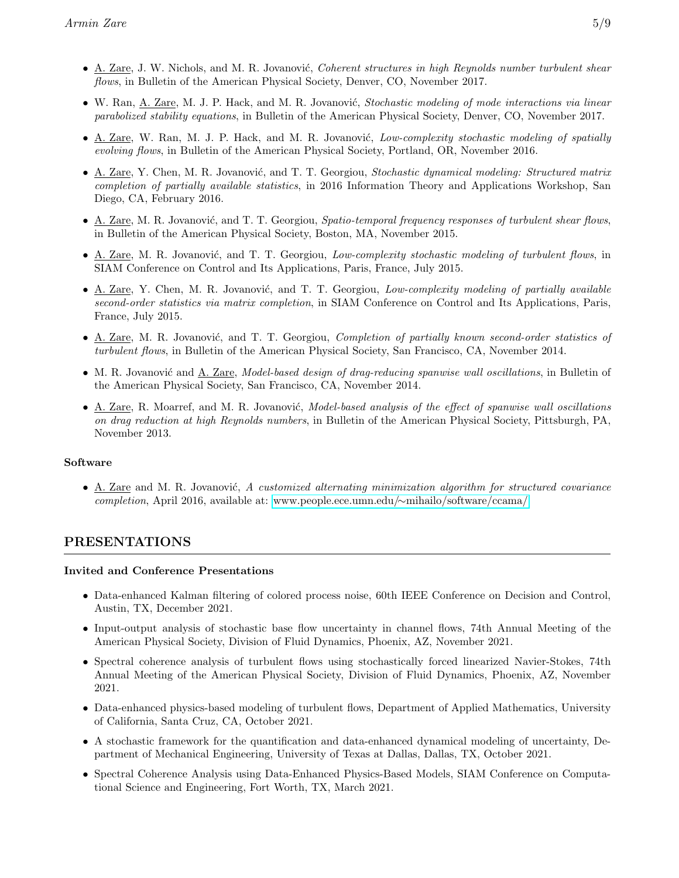- <u>A. Zare</u>, J. W. Nichols, and M. R. Jovanović, *Coherent structures in high Reynolds number turbulent shear flows*, in Bulletin of the American Physical Society, Denver, CO, November 2017.
- W. Ran, <u>A. Zare</u>, M. J. P. Hack, and M. R. Jovanović, *Stochastic modeling of mode interactions via linear parabolized stability equations*, in Bulletin of the American Physical Society, Denver, CO, November 2017.
- <u>A. Zare</u>, W. Ran, M. J. P. Hack, and M. R. Jovanović, *Low-complexity stochastic modeling of spatially evolving flows*, in Bulletin of the American Physical Society, Portland, OR, November 2016.
- <u>A. Zare</u>, Y. Chen, M. R. Jovanović, and T. T. Georgiou, *Stochastic dynamical modeling: Structured matrix completion of partially available statistics*, in 2016 Information Theory and Applications Workshop, San Diego, CA, February 2016.
- <u>A. Zare</u>, M. R. Jovanović, and T. T. Georgiou, *Spatio-temporal frequency responses of turbulent shear flows*, in Bulletin of the American Physical Society, Boston, MA, November 2015.
- <u>A. Zare</u>, M. R. Jovanović, and T. T. Georgiou, *Low-complexity stochastic modeling of turbulent flows*, in SIAM Conference on Control and Its Applications, Paris, France, July 2015.
- <u>A. Zare</u>, Y. Chen, M. R. Jovanović, and T. T. Georgiou, *Low-complexity modeling of partially available second-order statistics via matrix completion*, in SIAM Conference on Control and Its Applications, Paris, France, July 2015.
- <u>A. Zare</u>, M. R. Jovanović, and T. T. Georgiou, *Completion of partially known second-order statistics of turbulent flows*, in Bulletin of the American Physical Society, San Francisco, CA, November 2014.
- M. R. Jovanović and <u>A. Zare</u>, *Model-based design of drag-reducing spanwise wall oscillations*, in Bulletin of the American Physical Society, San Francisco, CA, November 2014.
- <u>A. Zare</u>, R. Moarref, and M. R. Jovanović, *Model-based analysis of the effect of spanwise wall oscillations on drag reduction at high Reynolds numbers*, in Bulletin of the American Physical Society, Pittsburgh, PA, November 2013.

### Software

- <u>A. Zare</u> and M. R. Jovanović, *A customized alternating minimization algorithm for structured covariance completion*, April 2016, available at: www.people.ece.umn.edu/∼mihailo/software/ccama/

## PRESENTATIONS

### Invited and Conference Presentations

- Data-enhanced Kalman filtering of colored process noise, 60th IEEE Conference on Decision and Control, Austin, TX, December 2021.
- Input-output analysis of stochastic base flow uncertainty in channel flows, 74th Annual Meeting of the American Physical Society, Division of Fluid Dynamics, Phoenix, AZ, November 2021.
- Spectral coherence analysis of turbulent flows using stochastically forced linearized Navier-Stokes, 74th Annual Meeting of the American Physical Society, Division of Fluid Dynamics, Phoenix, AZ, November 2021.
- Data-enhanced physics-based modeling of turbulent flows, Department of Applied Mathematics, University of California, Santa Cruz, CA, October 2021.
- A stochastic framework for the quantification and data-enhanced dynamical modeling of uncertainty, Department of Mechanical Engineering, University of Texas at Dallas, Dallas, TX, October 2021.
- Spectral Coherence Analysis using Data-Enhanced Physics-Based Models, SIAM Conference on Computational Science and Engineering, Fort Worth, TX, March 2021.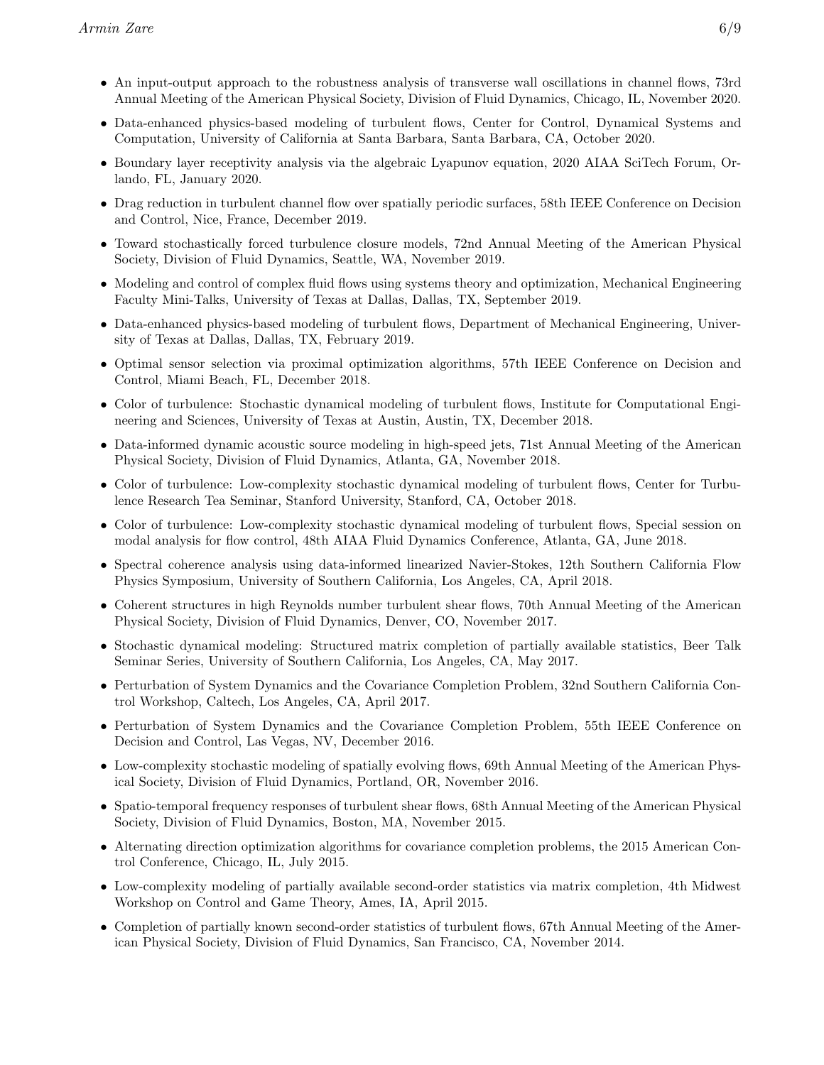- An input-output approach to the robustness analysis of transverse wall oscillations in channel flows, 73rd Annual Meeting of the American Physical Society, Division of Fluid Dynamics, Chicago, IL, November 2020.
- Data-enhanced physics-based modeling of turbulent flows, Center for Control, Dynamical Systems and Computation, University of California at Santa Barbara, Santa Barbara, CA, October 2020.
- Boundary layer receptivity analysis via the algebraic Lyapunov equation, 2020 AIAA SciTech Forum, Orlando, FL, January 2020.
- Drag reduction in turbulent channel flow over spatially periodic surfaces, 58th IEEE Conference on Decision and Control, Nice, France, December 2019.
- Toward stochastically forced turbulence closure models, 72nd Annual Meeting of the American Physical Society, Division of Fluid Dynamics, Seattle, WA, November 2019.
- Modeling and control of complex fluid flows using systems theory and optimization, Mechanical Engineering Faculty Mini-Talks, University of Texas at Dallas, Dallas, TX, September 2019.
- Data-enhanced physics-based modeling of turbulent flows, Department of Mechanical Engineering, University of Texas at Dallas, Dallas, TX, February 2019.
- Optimal sensor selection via proximal optimization algorithms, 57th IEEE Conference on Decision and Control, Miami Beach, FL, December 2018.
- Color of turbulence: Stochastic dynamical modeling of turbulent flows, Institute for Computational Engineering and Sciences, University of Texas at Austin, Austin, TX, December 2018.
- Data-informed dynamic acoustic source modeling in high-speed jets, 71st Annual Meeting of the American Physical Society, Division of Fluid Dynamics, Atlanta, GA, November 2018.
- Color of turbulence: Low-complexity stochastic dynamical modeling of turbulent flows, Center for Turbulence Research Tea Seminar, Stanford University, Stanford, CA, October 2018.
- Color of turbulence: Low-complexity stochastic dynamical modeling of turbulent flows, Special session on modal analysis for flow control, 48th AIAA Fluid Dynamics Conference, Atlanta, GA, June 2018.
- Spectral coherence analysis using data-informed linearized Navier-Stokes, 12th Southern California Flow Physics Symposium, University of Southern California, Los Angeles, CA, April 2018.
- Coherent structures in high Reynolds number turbulent shear flows, 70th Annual Meeting of the American Physical Society, Division of Fluid Dynamics, Denver, CO, November 2017.
- Stochastic dynamical modeling: Structured matrix completion of partially available statistics, Beer Talk Seminar Series, University of Southern California, Los Angeles, CA, May 2017.
- Perturbation of System Dynamics and the Covariance Completion Problem, 32nd Southern California Control Workshop, Caltech, Los Angeles, CA, April 2017.
- Perturbation of System Dynamics and the Covariance Completion Problem, 55th IEEE Conference on Decision and Control, Las Vegas, NV, December 2016.
- Low-complexity stochastic modeling of spatially evolving flows, 69th Annual Meeting of the American Physical Society, Division of Fluid Dynamics, Portland, OR, November 2016.
- Spatio-temporal frequency responses of turbulent shear flows, 68th Annual Meeting of the American Physical Society, Division of Fluid Dynamics, Boston, MA, November 2015.
- Alternating direction optimization algorithms for covariance completion problems, the 2015 American Control Conference, Chicago, IL, July 2015.
- Low-complexity modeling of partially available second-order statistics via matrix completion, 4th Midwest Workshop on Control and Game Theory, Ames, IA, April 2015.
- Completion of partially known second-order statistics of turbulent flows, 67th Annual Meeting of the American Physical Society, Division of Fluid Dynamics, San Francisco, CA, November 2014.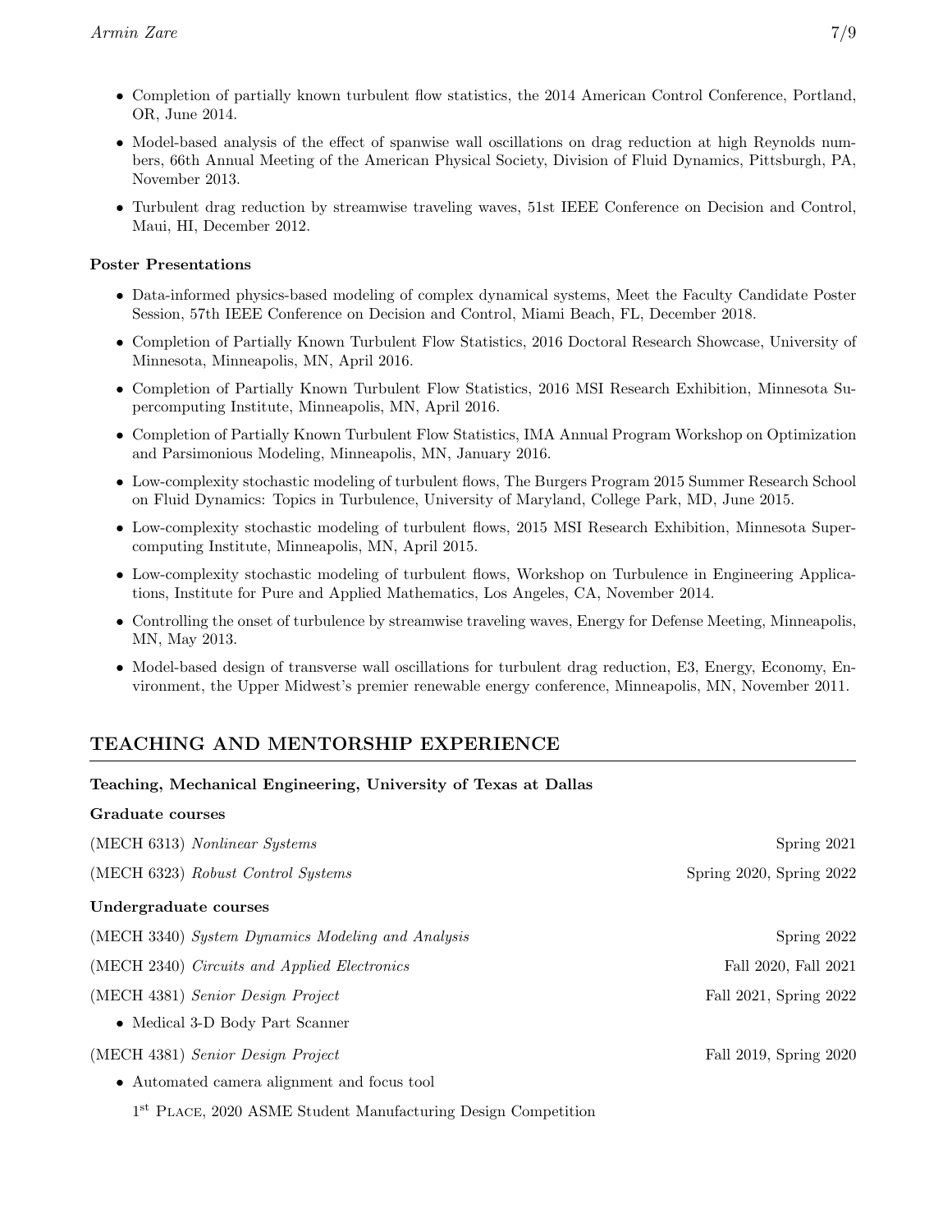- Completion of partially known turbulent flow statistics, the 2014 American Control Conference, Portland, OR, June 2014.
- Model-based analysis of the effect of spanwise wall oscillations on drag reduction at high Reynolds numbers, 66th Annual Meeting of the American Physical Society, Division of Fluid Dynamics, Pittsburgh, PA, November 2013.
- Turbulent drag reduction by streamwise traveling waves, 51st IEEE Conference on Decision and Control, Maui, HI, December 2012.

**Poster Presentations**

- Data-informed physics-based modeling of complex dynamical systems, Meet the Faculty Candidate Poster Session, 57th IEEE Conference on Decision and Control, Miami Beach, FL, December 2018.
- Completion of Partially Known Turbulent Flow Statistics, 2016 Doctoral Research Showcase, University of Minnesota, Minneapolis, MN, April 2016.
- Completion of Partially Known Turbulent Flow Statistics, 2016 MSI Research Exhibition, Minnesota Supercomputing Institute, Minneapolis, MN, April 2016.
- Completion of Partially Known Turbulent Flow Statistics, IMA Annual Program Workshop on Optimization and Parsimonious Modeling, Minneapolis, MN, January 2016.
- Low-complexity stochastic modeling of turbulent flows, The Burgers Program 2015 Summer Research School on Fluid Dynamics: Topics in Turbulence, University of Maryland, College Park, MD, June 2015.
- Low-complexity stochastic modeling of turbulent flows, 2015 MSI Research Exhibition, Minnesota Supercomputing Institute, Minneapolis, MN, April 2015.
- Low-complexity stochastic modeling of turbulent flows, Workshop on Turbulence in Engineering Applications, Institute for Pure and Applied Mathematics, Los Angeles, CA, November 2014.
- Controlling the onset of turbulence by streamwise traveling waves, Energy for Defense Meeting, Minneapolis, MN, May 2013.
- Model-based design of transverse wall oscillations for turbulent drag reduction, E3, Energy, Economy, Environment, the Upper Midwest's premier renewable energy conference, Minneapolis, MN, November 2011.

## TEACHING AND MENTORSHIP EXPERIENCE

**Teaching, Mechanical Engineering, University of Texas at Dallas**

**Graduate courses**

(MECH 6313) *Nonlinear Systems* — Spring 2021

(MECH 6323) *Robust Control Systems* — Spring 2020, Spring 2022

**Undergraduate courses**

(MECH 3340) *System Dynamics Modeling and Analysis* — Spring 2022

(MECH 2340) *Circuits and Applied Electronics* — Fall 2020, Fall 2021

(MECH 4381) *Senior Design Project* — Fall 2021, Spring 2022

- Medical 3-D Body Part Scanner

(MECH 4381) *Senior Design Project* — Fall 2019, Spring 2020

- Automated camera alignment and focus tool

  1st Place, 2020 ASME Student Manufacturing Design Competition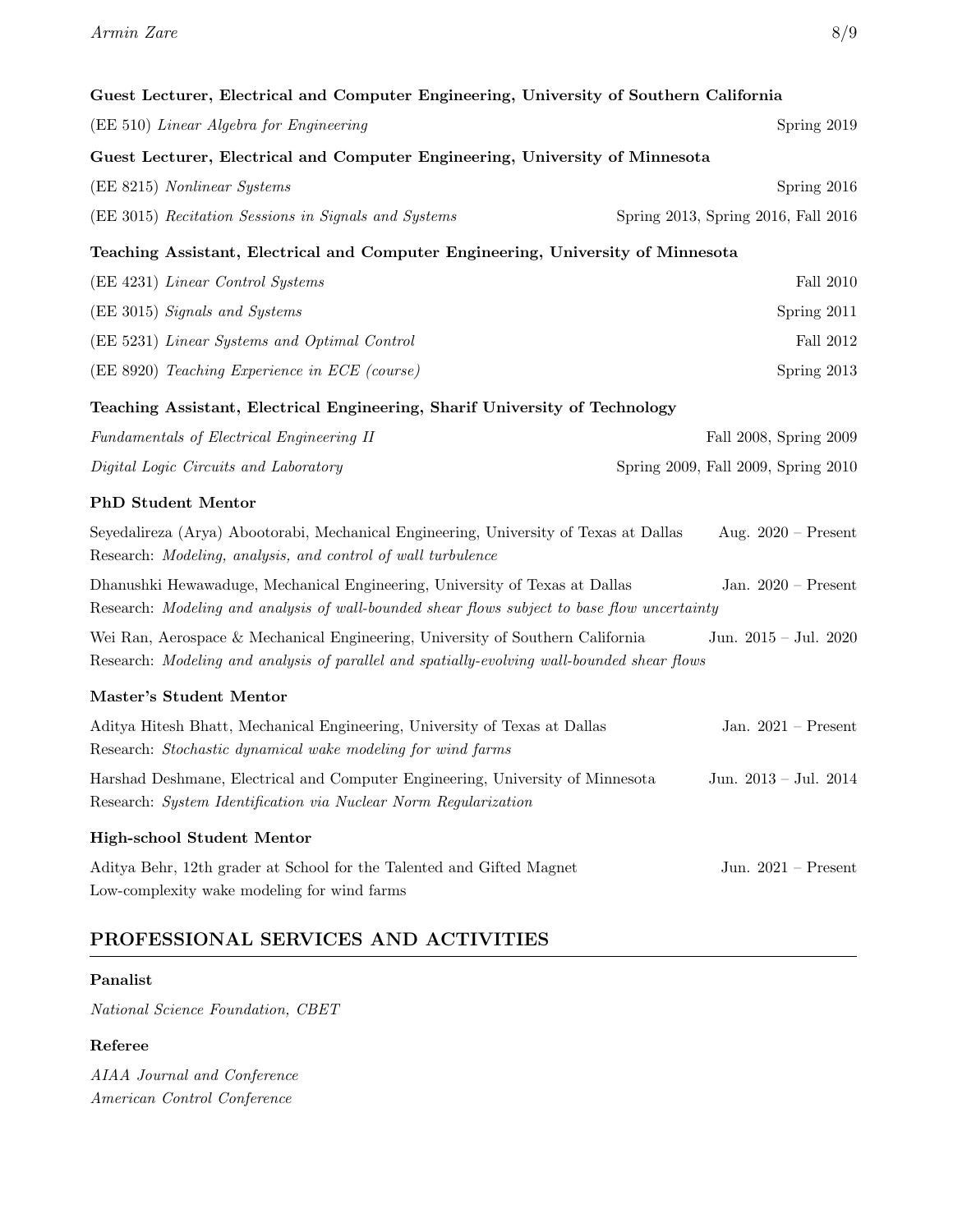**Guest Lecturer, Electrical and Computer Engineering, University of Southern California**

(EE 510) *Linear Algebra for Engineering* — Spring 2019

**Guest Lecturer, Electrical and Computer Engineering, University of Minnesota**

(EE 8215) *Nonlinear Systems* — Spring 2016

(EE 3015) *Recitation Sessions in Signals and Systems* — Spring 2013, Spring 2016, Fall 2016

**Teaching Assistant, Electrical and Computer Engineering, University of Minnesota**

(EE 4231) *Linear Control Systems* — Fall 2010

(EE 3015) *Signals and Systems* — Spring 2011

(EE 5231) *Linear Systems and Optimal Control* — Fall 2012

(EE 8920) *Teaching Experience in ECE (course)* — Spring 2013

**Teaching Assistant, Electrical Engineering, Sharif University of Technology**

*Fundamentals of Electrical Engineering II* — Fall 2008, Spring 2009

*Digital Logic Circuits and Laboratory* — Spring 2009, Fall 2009, Spring 2010

**PhD Student Mentor**

Seyedalireza (Arya) Abootorabi, Mechanical Engineering, University of Texas at Dallas — Aug. 2020 – Present
Research: *Modeling, analysis, and control of wall turbulence*

Dhanushki Hewawaduge, Mechanical Engineering, University of Texas at Dallas — Jan. 2020 – Present
Research: *Modeling and analysis of wall-bounded shear flows subject to base flow uncertainty*

Wei Ran, Aerospace & Mechanical Engineering, University of Southern California — Jun. 2015 – Jul. 2020
Research: *Modeling and analysis of parallel and spatially-evolving wall-bounded shear flows*

**Master's Student Mentor**

Aditya Hitesh Bhatt, Mechanical Engineering, University of Texas at Dallas — Jan. 2021 – Present
Research: *Stochastic dynamical wake modeling for wind farms*

Harshad Deshmane, Electrical and Computer Engineering, University of Minnesota — Jun. 2013 – Jul. 2014
Research: *System Identification via Nuclear Norm Regularization*

**High-school Student Mentor**

Aditya Behr, 12th grader at School for the Talented and Gifted Magnet — Jun. 2021 – Present
Low-complexity wake modeling for wind farms

## PROFESSIONAL SERVICES AND ACTIVITIES

**Panalist**

*National Science Foundation, CBET*

**Referee**

*AIAA Journal and Conference*
*American Control Conference*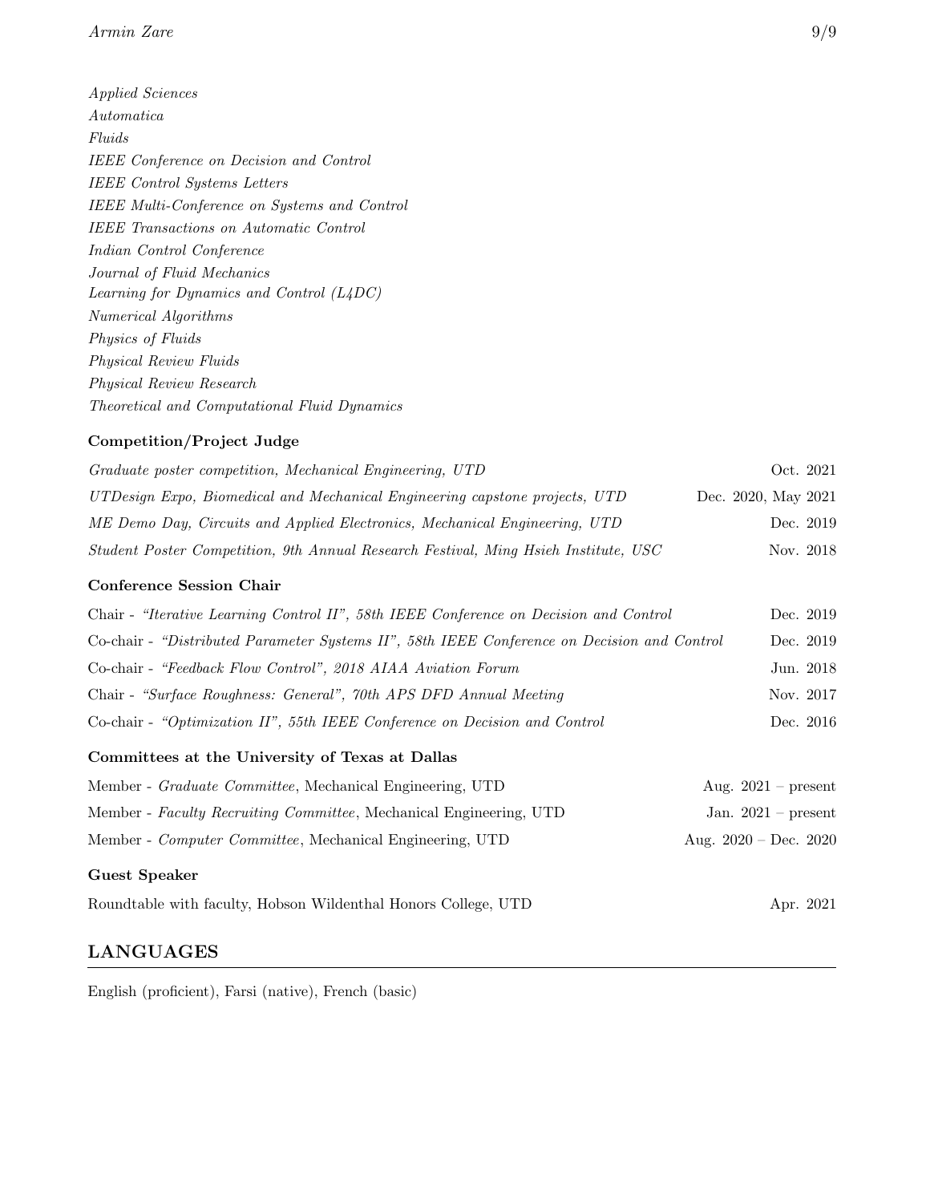*Applied Sciences*
*Automatica*
*Fluids*
*IEEE Conference on Decision and Control*
*IEEE Control Systems Letters*
*IEEE Multi-Conference on Systems and Control*
*IEEE Transactions on Automatic Control*
*Indian Control Conference*
*Journal of Fluid Mechanics*
*Learning for Dynamics and Control (L4DC)*
*Numerical Algorithms*
*Physics of Fluids*
*Physical Review Fluids*
*Physical Review Research*
*Theoretical and Computational Fluid Dynamics*

### Competition/Project Judge

| | |
|---|---|
| *Graduate poster competition, Mechanical Engineering, UTD* | Oct. 2021 |
| *UTDesign Expo, Biomedical and Mechanical Engineering capstone projects, UTD* | Dec. 2020, May 2021 |
| *ME Demo Day, Circuits and Applied Electronics, Mechanical Engineering, UTD* | Dec. 2019 |
| *Student Poster Competition, 9th Annual Research Festival, Ming Hsieh Institute, USC* | Nov. 2018 |

### Conference Session Chair

| | |
|---|---|
| Chair - *"Iterative Learning Control II", 58th IEEE Conference on Decision and Control* | Dec. 2019 |
| Co-chair - *"Distributed Parameter Systems II", 58th IEEE Conference on Decision and Control* | Dec. 2019 |
| Co-chair - *"Feedback Flow Control", 2018 AIAA Aviation Forum* | Jun. 2018 |
| Chair - *"Surface Roughness: General", 70th APS DFD Annual Meeting* | Nov. 2017 |
| Co-chair - *"Optimization II", 55th IEEE Conference on Decision and Control* | Dec. 2016 |

### Committees at the University of Texas at Dallas

| | |
|---|---|
| Member - *Graduate Committee*, Mechanical Engineering, UTD | Aug. 2021 – present |
| Member - *Faculty Recruiting Committee*, Mechanical Engineering, UTD | Jan. 2021 – present |
| Member - *Computer Committee*, Mechanical Engineering, UTD | Aug. 2020 – Dec. 2020 |

### Guest Speaker

| | |
|---|---|
| Roundtable with faculty, Hobson Wildenthal Honors College, UTD | Apr. 2021 |

## LANGUAGES

English (proficient), Farsi (native), French (basic)